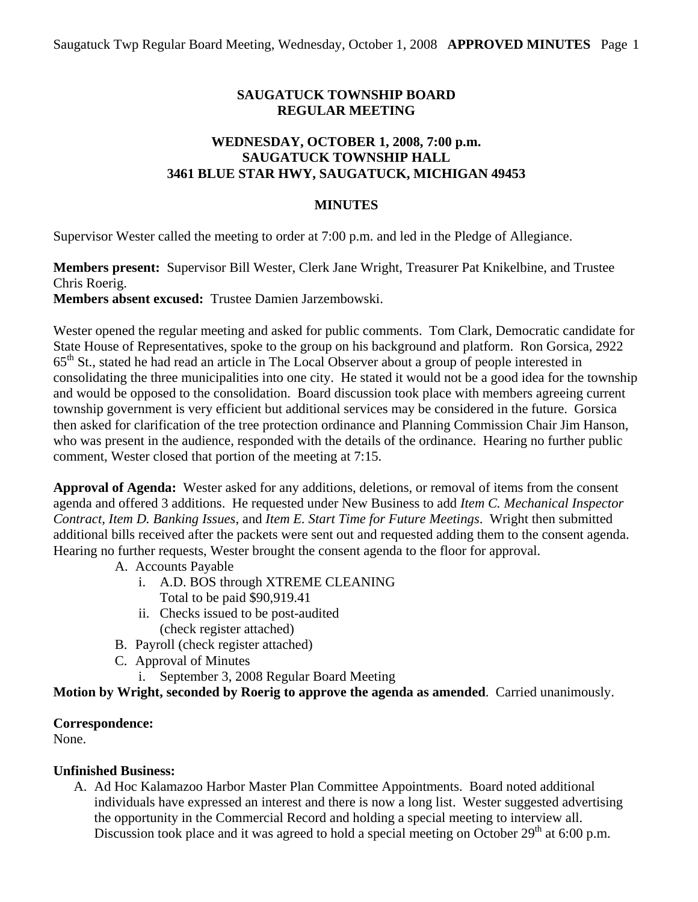**SAUGATUCK TOWNSHIP BOARD**
**REGULAR MEETING**

**WEDNESDAY, OCTOBER 1, 2008, 7:00 p.m.**
**SAUGATUCK TOWNSHIP HALL**
**3461 BLUE STAR HWY, SAUGATUCK, MICHIGAN 49453**

**MINUTES**

Supervisor Wester called the meeting to order at 7:00 p.m. and led in the Pledge of Allegiance.

**Members present:** Supervisor Bill Wester, Clerk Jane Wright, Treasurer Pat Knikelbine, and Trustee Chris Roerig.
**Members absent excused:** Trustee Damien Jarzembowski.

Wester opened the regular meeting and asked for public comments. Tom Clark, Democratic candidate for State House of Representatives, spoke to the group on his background and platform. Ron Gorsica, 2922 65th St., stated he had read an article in The Local Observer about a group of people interested in consolidating the three municipalities into one city. He stated it would not be a good idea for the township and would be opposed to the consolidation. Board discussion took place with members agreeing current township government is very efficient but additional services may be considered in the future. Gorsica then asked for clarification of the tree protection ordinance and Planning Commission Chair Jim Hanson, who was present in the audience, responded with the details of the ordinance. Hearing no further public comment, Wester closed that portion of the meeting at 7:15.

**Approval of Agenda:** Wester asked for any additions, deletions, or removal of items from the consent agenda and offered 3 additions. He requested under New Business to add *Item C. Mechanical Inspector Contract, Item D. Banking Issues*, and *Item E. Start Time for Future Meetings*. Wright then submitted additional bills received after the packets were sent out and requested adding them to the consent agenda. Hearing no further requests, Wester brought the consent agenda to the floor for approval.

A. Accounts Payable
   i. A.D. BOS through XTREME CLEANING
      Total to be paid $90,919.41
   ii. Checks issued to be post-audited
      (check register attached)
B. Payroll (check register attached)
C. Approval of Minutes
   i. September 3, 2008 Regular Board Meeting

**Motion by Wright, seconded by Roerig to approve the agenda as amended**. Carried unanimously.

**Correspondence:**
None.

**Unfinished Business:**

A. Ad Hoc Kalamazoo Harbor Master Plan Committee Appointments. Board noted additional individuals have expressed an interest and there is now a long list. Wester suggested advertising the opportunity in the Commercial Record and holding a special meeting to interview all. Discussion took place and it was agreed to hold a special meeting on October 29th at 6:00 p.m.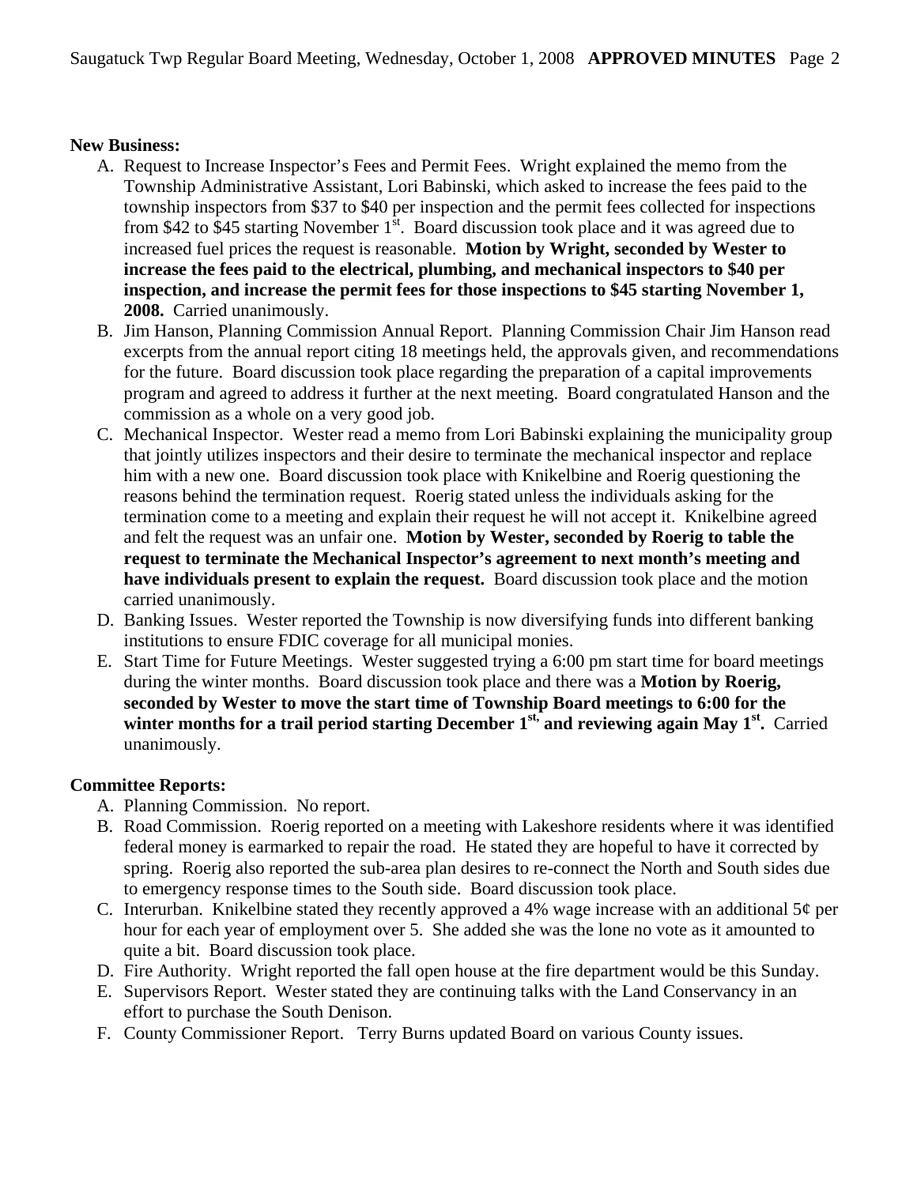**New Business:**

A. Request to Increase Inspector's Fees and Permit Fees. Wright explained the memo from the Township Administrative Assistant, Lori Babinski, which asked to increase the fees paid to the township inspectors from \$37 to \$40 per inspection and the permit fees collected for inspections from \$42 to \$45 starting November 1st. Board discussion took place and it was agreed due to increased fuel prices the request is reasonable. **Motion by Wright, seconded by Wester to increase the fees paid to the electrical, plumbing, and mechanical inspectors to \$40 per inspection, and increase the permit fees for those inspections to \$45 starting November 1, 2008.** Carried unanimously.
B. Jim Hanson, Planning Commission Annual Report. Planning Commission Chair Jim Hanson read excerpts from the annual report citing 18 meetings held, the approvals given, and recommendations for the future. Board discussion took place regarding the preparation of a capital improvements program and agreed to address it further at the next meeting. Board congratulated Hanson and the commission as a whole on a very good job.
C. Mechanical Inspector. Wester read a memo from Lori Babinski explaining the municipality group that jointly utilizes inspectors and their desire to terminate the mechanical inspector and replace him with a new one. Board discussion took place with Knikelbine and Roerig questioning the reasons behind the termination request. Roerig stated unless the individuals asking for the termination come to a meeting and explain their request he will not accept it. Knikelbine agreed and felt the request was an unfair one. **Motion by Wester, seconded by Roerig to table the request to terminate the Mechanical Inspector's agreement to next month's meeting and have individuals present to explain the request.** Board discussion took place and the motion carried unanimously.
D. Banking Issues. Wester reported the Township is now diversifying funds into different banking institutions to ensure FDIC coverage for all municipal monies.
E. Start Time for Future Meetings. Wester suggested trying a 6:00 pm start time for board meetings during the winter months. Board discussion took place and there was a **Motion by Roerig, seconded by Wester to move the start time of Township Board meetings to 6:00 for the winter months for a trail period starting December 1st, and reviewing again May 1st.** Carried unanimously.

**Committee Reports:**

A. Planning Commission. No report.
B. Road Commission. Roerig reported on a meeting with Lakeshore residents where it was identified federal money is earmarked to repair the road. He stated they are hopeful to have it corrected by spring. Roerig also reported the sub-area plan desires to re-connect the North and South sides due to emergency response times to the South side. Board discussion took place.
C. Interurban. Knikelbine stated they recently approved a 4% wage increase with an additional 5¢ per hour for each year of employment over 5. She added she was the lone no vote as it amounted to quite a bit. Board discussion took place.
D. Fire Authority. Wright reported the fall open house at the fire department would be this Sunday.
E. Supervisors Report. Wester stated they are continuing talks with the Land Conservancy in an effort to purchase the South Denison.
F. County Commissioner Report. Terry Burns updated Board on various County issues.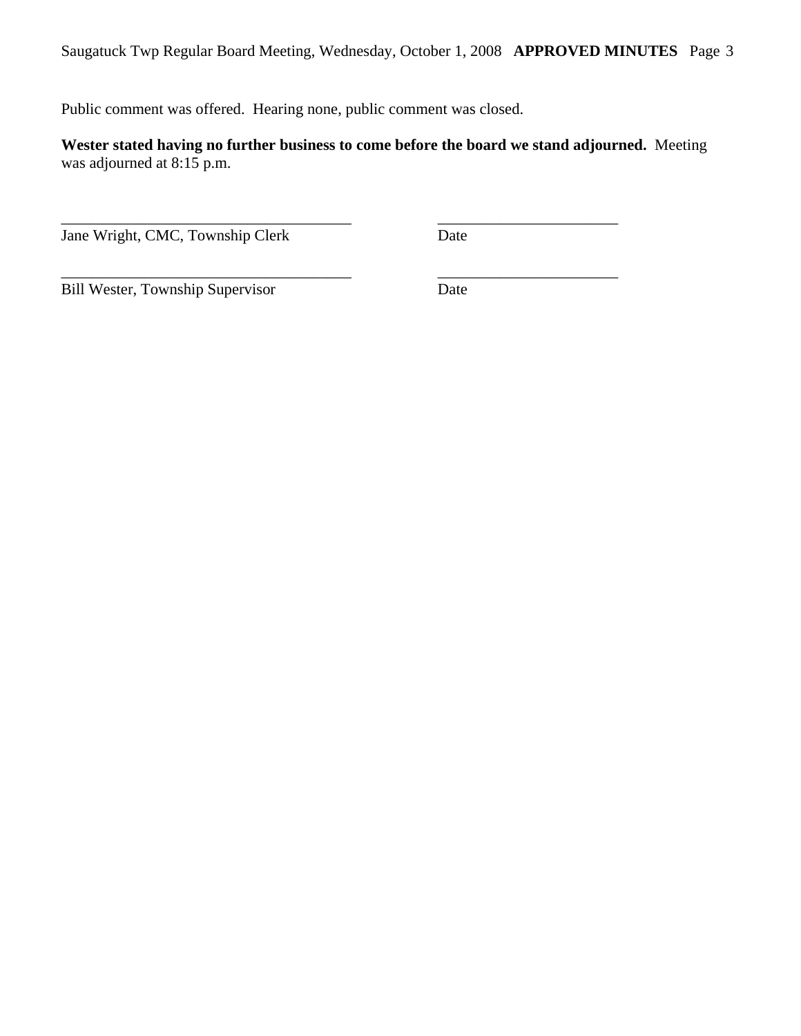Public comment was offered. Hearing none, public comment was closed.

**Wester stated having no further business to come before the board we stand adjourned.** Meeting was adjourned at 8:15 p.m.

_____________________________________ _______________________

Jane Wright, CMC, Township Clerk Date

_____________________________________ _______________________

Bill Wester, Township Supervisor Date